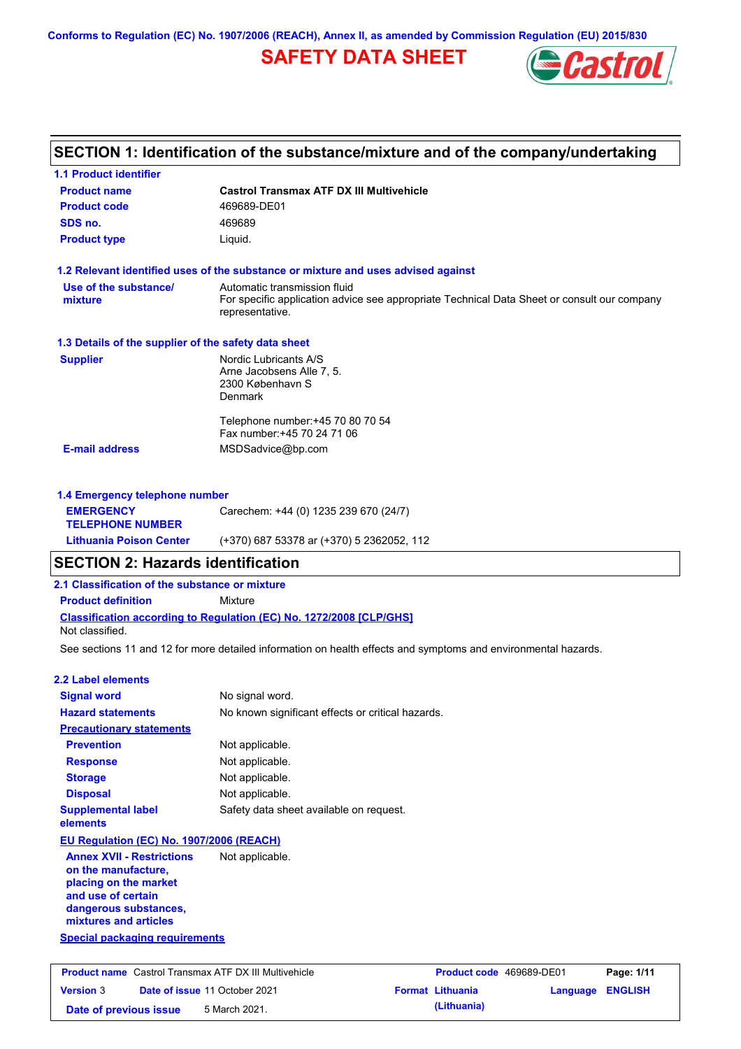Conforms to Regulation (EC) No. 1907/2006 (REACH), Annex II, as amended by Commission Regulation (EU) 2015/830

# SAFETY DATA SHEET

## SECTION 1: Identification of the substance/mixture and of the company/undertaking

### 1.1 Product identifier

| | |
|---|---|
| **Product name** | **Castrol Transmax ATF DX III Multivehicle** |
| **Product code** | 469689-DE01 |
| **SDS no.** | 469689 |
| **Product type** | Liquid. |

### 1.2 Relevant identified uses of the substance or mixture and uses advised against

| | |
|---|---|
| **Use of the substance/ mixture** | Automatic transmission fluid<br>For specific application advice see appropriate Technical Data Sheet or consult our company representative. |

### 1.3 Details of the supplier of the safety data sheet

| | |
|---|---|
| **Supplier** | Nordic Lubricants A/S<br>Arne Jacobsens Alle 7, 5.<br>2300 København S<br>Denmark<br><br>Telephone number:+45 70 80 70 54<br>Fax number:+45 70 24 71 06 |
| **E-mail address** | MSDSadvice@bp.com |

### 1.4 Emergency telephone number

| | |
|---|---|
| **EMERGENCY TELEPHONE NUMBER** | Carechem: +44 (0) 1235 239 670 (24/7) |
| **Lithuania Poison Center** | (+370) 687 53378 ar (+370) 5 2362052, 112 |

## SECTION 2: Hazards identification

### 2.1 Classification of the substance or mixture

**Product definition** Mixture

**Classification according to Regulation (EC) No. 1272/2008 [CLP/GHS]**

Not classified.

See sections 11 and 12 for more detailed information on health effects and symptoms and environmental hazards.

### 2.2 Label elements

| | |
|---|---|
| **Signal word** | No signal word. |
| **Hazard statements** | No known significant effects or critical hazards. |
| **Precautionary statements** | |
| **Prevention** | Not applicable. |
| **Response** | Not applicable. |
| **Storage** | Not applicable. |
| **Disposal** | Not applicable. |
| **Supplemental label elements** | Safety data sheet available on request. |

**EU Regulation (EC) No. 1907/2006 (REACH)**

| | |
|---|---|
| **Annex XVII - Restrictions on the manufacture, placing on the market and use of certain dangerous substances, mixtures and articles** | Not applicable. |

**Special packaging requirements**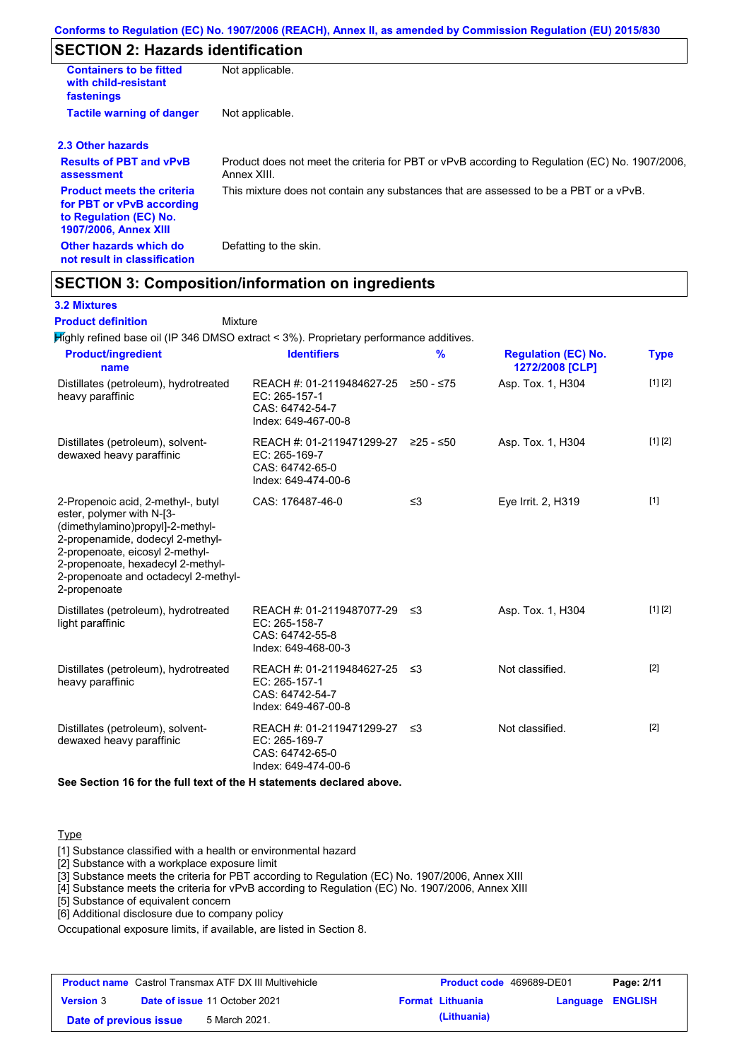## SECTION 2: Hazards identification

| | |
|---|---|
| **Containers to be fitted with child-resistant fastenings** | Not applicable. |
| **Tactile warning of danger** | Not applicable. |

### 2.3 Other hazards

| | |
|---|---|
| **Results of PBT and vPvB assessment** | Product does not meet the criteria for PBT or vPvB according to Regulation (EC) No. 1907/2006, Annex XIII. |
| **Product meets the criteria for PBT or vPvB according to Regulation (EC) No. 1907/2006, Annex XIII** | This mixture does not contain any substances that are assessed to be a PBT or a vPvB. |
| **Other hazards which do not result in classification** | Defatting to the skin. |

## SECTION 3: Composition/information on ingredients

### 3.2 Mixtures

**Product definition** Mixture

Highly refined base oil (IP 346 DMSO extract < 3%). Proprietary performance additives.

| Product/ingredient name | Identifiers | % | Regulation (EC) No. 1272/2008 [CLP] | Type |
|---|---|---|---|---|
| Distillates (petroleum), hydrotreated heavy paraffinic | REACH #: 01-2119484627-25<br>EC: 265-157-1<br>CAS: 64742-54-7<br>Index: 649-467-00-8 | ≥50 - ≤75 | Asp. Tox. 1, H304 | [1] [2] |
| Distillates (petroleum), solvent-dewaxed heavy paraffinic | REACH #: 01-2119471299-27<br>EC: 265-169-7<br>CAS: 64742-65-0<br>Index: 649-474-00-6 | ≥25 - ≤50 | Asp. Tox. 1, H304 | [1] [2] |
| 2-Propenoic acid, 2-methyl-, butyl ester, polymer with N-[3-(dimethylamino)propyl]-2-methyl-2-propenamide, dodecyl 2-methyl-2-propenoate, eicosyl 2-methyl-2-propenoate, hexadecyl 2-methyl-2-propenoate and octadecyl 2-methyl-2-propenoate | CAS: 176487-46-0 | ≤3 | Eye Irrit. 2, H319 | [1] |
| Distillates (petroleum), hydrotreated light paraffinic | REACH #: 01-2119487077-29<br>EC: 265-158-7<br>CAS: 64742-55-8<br>Index: 649-468-00-3 | ≤3 | Asp. Tox. 1, H304 | [1] [2] |
| Distillates (petroleum), hydrotreated heavy paraffinic | REACH #: 01-2119484627-25<br>EC: 265-157-1<br>CAS: 64742-54-7<br>Index: 649-467-00-8 | ≤3 | Not classified. | [2] |
| Distillates (petroleum), solvent-dewaxed heavy paraffinic | REACH #: 01-2119471299-27<br>EC: 265-169-7<br>CAS: 64742-65-0<br>Index: 649-474-00-6 | ≤3 | Not classified. | [2] |

**See Section 16 for the full text of the H statements declared above.**

Type

[1] Substance classified with a health or environmental hazard
[2] Substance with a workplace exposure limit
[3] Substance meets the criteria for PBT according to Regulation (EC) No. 1907/2006, Annex XIII
[4] Substance meets the criteria for vPvB according to Regulation (EC) No. 1907/2006, Annex XIII
[5] Substance of equivalent concern
[6] Additional disclosure due to company policy

Occupational exposure limits, if available, are listed in Section 8.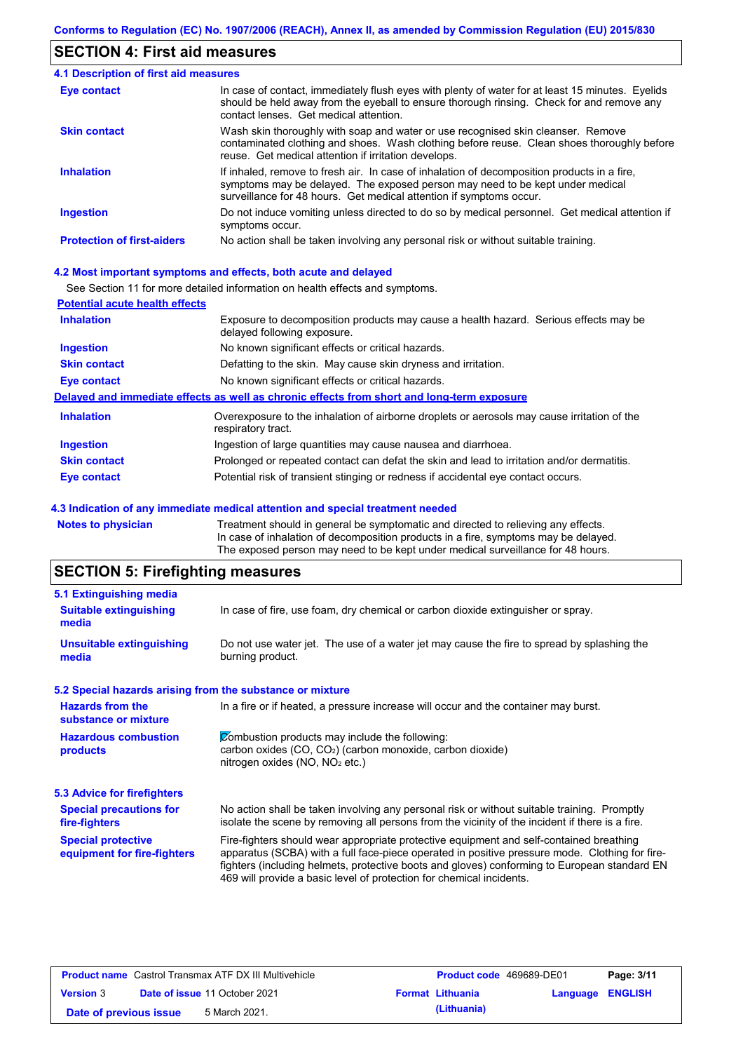Conforms to Regulation (EC) No. 1907/2006 (REACH), Annex II, as amended by Commission Regulation (EU) 2015/830

## SECTION 4: First aid measures

### 4.1 Description of first aid measures

| | |
|---|---|
| **Eye contact** | In case of contact, immediately flush eyes with plenty of water for at least 15 minutes. Eyelids should be held away from the eyeball to ensure thorough rinsing. Check for and remove any contact lenses. Get medical attention. |
| **Skin contact** | Wash skin thoroughly with soap and water or use recognised skin cleanser. Remove contaminated clothing and shoes. Wash clothing before reuse. Clean shoes thoroughly before reuse. Get medical attention if irritation develops. |
| **Inhalation** | If inhaled, remove to fresh air. In case of inhalation of decomposition products in a fire, symptoms may be delayed. The exposed person may need to be kept under medical surveillance for 48 hours. Get medical attention if symptoms occur. |
| **Ingestion** | Do not induce vomiting unless directed to do so by medical personnel. Get medical attention if symptoms occur. |
| **Protection of first-aiders** | No action shall be taken involving any personal risk or without suitable training. |

### 4.2 Most important symptoms and effects, both acute and delayed

See Section 11 for more detailed information on health effects and symptoms.

**Potential acute health effects**

| | |
|---|---|
| **Inhalation** | Exposure to decomposition products may cause a health hazard. Serious effects may be delayed following exposure. |
| **Ingestion** | No known significant effects or critical hazards. |
| **Skin contact** | Defatting to the skin. May cause skin dryness and irritation. |
| **Eye contact** | No known significant effects or critical hazards. |

**Delayed and immediate effects as well as chronic effects from short and long-term exposure**

| | |
|---|---|
| **Inhalation** | Overexposure to the inhalation of airborne droplets or aerosols may cause irritation of the respiratory tract. |
| **Ingestion** | Ingestion of large quantities may cause nausea and diarrhoea. |
| **Skin contact** | Prolonged or repeated contact can defat the skin and lead to irritation and/or dermatitis. |
| **Eye contact** | Potential risk of transient stinging or redness if accidental eye contact occurs. |

### 4.3 Indication of any immediate medical attention and special treatment needed

| | |
|---|---|
| **Notes to physician** | Treatment should in general be symptomatic and directed to relieving any effects. In case of inhalation of decomposition products in a fire, symptoms may be delayed. The exposed person may need to be kept under medical surveillance for 48 hours. |

## SECTION 5: Firefighting measures

### 5.1 Extinguishing media

| | |
|---|---|
| **Suitable extinguishing media** | In case of fire, use foam, dry chemical or carbon dioxide extinguisher or spray. |
| **Unsuitable extinguishing media** | Do not use water jet. The use of a water jet may cause the fire to spread by splashing the burning product. |

### 5.2 Special hazards arising from the substance or mixture

| | |
|---|---|
| **Hazards from the substance or mixture** | In a fire or if heated, a pressure increase will occur and the container may burst. |
| **Hazardous combustion products** | Combustion products may include the following: carbon oxides (CO, $CO_2$) (carbon monoxide, carbon dioxide) nitrogen oxides (NO, $NO_2$ etc.) |

### 5.3 Advice for firefighters

| | |
|---|---|
| **Special precautions for fire-fighters** | No action shall be taken involving any personal risk or without suitable training. Promptly isolate the scene by removing all persons from the vicinity of the incident if there is a fire. |
| **Special protective equipment for fire-fighters** | Fire-fighters should wear appropriate protective equipment and self-contained breathing apparatus (SCBA) with a full face-piece operated in positive pressure mode. Clothing for fire-fighters (including helmets, protective boots and gloves) conforming to European standard EN 469 will provide a basic level of protection for chemical incidents. |

| | | | |
|---|---|---|---|
| **Product name** Castrol Transmax ATF DX III Multivehicle | | **Product code** 469689-DE01 | |
| **Version** 3 | **Date of issue** 11 October 2021 | **Format** Lithuania (Lithuania) | **Language** ENGLISH |
| **Date of previous issue** | 5 March 2021. | | |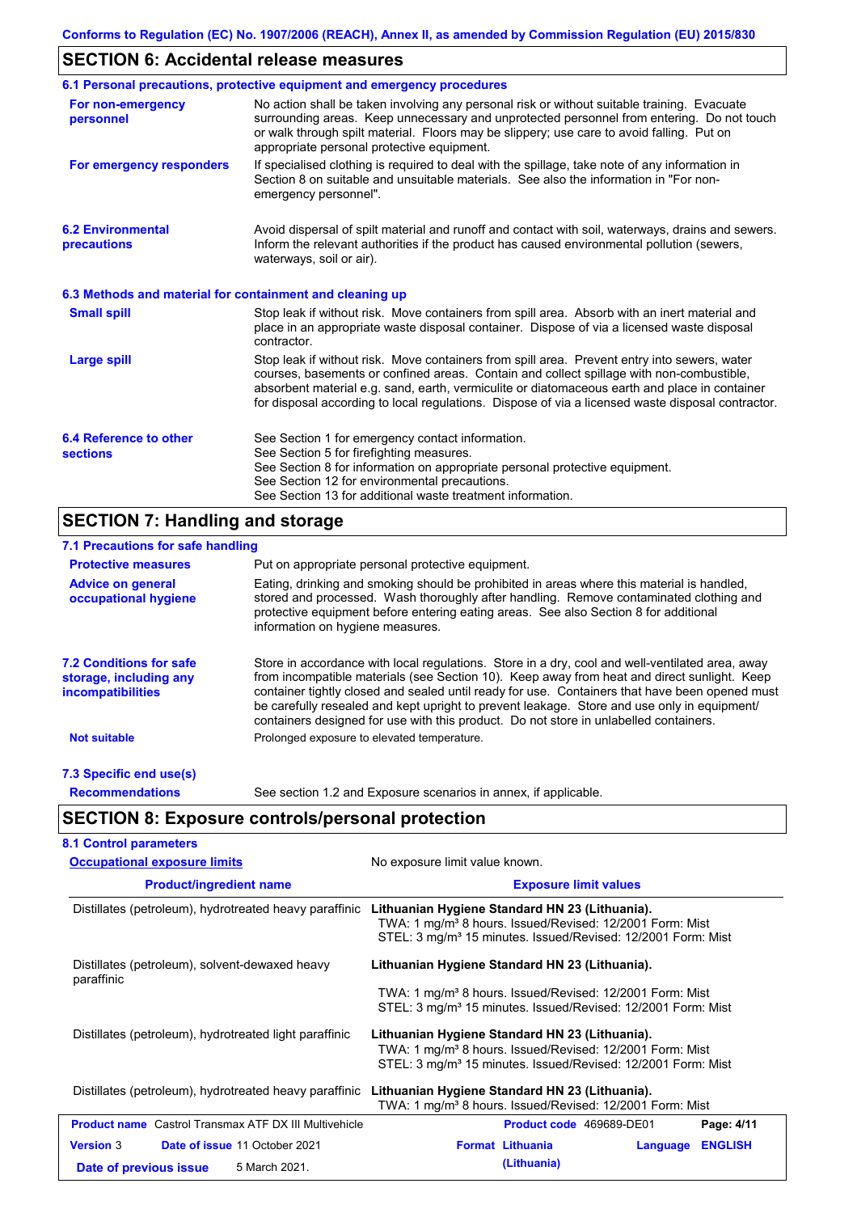## SECTION 6: Accidental release measures

### 6.1 Personal precautions, protective equipment and emergency procedures

**For non-emergency personnel**
No action shall be taken involving any personal risk or without suitable training. Evacuate surrounding areas. Keep unnecessary and unprotected personnel from entering. Do not touch or walk through spilt material. Floors may be slippery; use care to avoid falling. Put on appropriate personal protective equipment.

**For emergency responders**
If specialised clothing is required to deal with the spillage, take note of any information in Section 8 on suitable and unsuitable materials. See also the information in "For non-emergency personnel".

### 6.2 Environmental precautions

Avoid dispersal of spilt material and runoff and contact with soil, waterways, drains and sewers. Inform the relevant authorities if the product has caused environmental pollution (sewers, waterways, soil or air).

### 6.3 Methods and material for containment and cleaning up

**Small spill**
Stop leak if without risk. Move containers from spill area. Absorb with an inert material and place in an appropriate waste disposal container. Dispose of via a licensed waste disposal contractor.

**Large spill**
Stop leak if without risk. Move containers from spill area. Prevent entry into sewers, water courses, basements or confined areas. Contain and collect spillage with non-combustible, absorbent material e.g. sand, earth, vermiculite or diatomaceous earth and place in container for disposal according to local regulations. Dispose of via a licensed waste disposal contractor.

### 6.4 Reference to other sections

See Section 1 for emergency contact information.
See Section 5 for firefighting measures.
See Section 8 for information on appropriate personal protective equipment.
See Section 12 for environmental precautions.
See Section 13 for additional waste treatment information.

## SECTION 7: Handling and storage

### 7.1 Precautions for safe handling

**Protective measures**
Put on appropriate personal protective equipment.

**Advice on general occupational hygiene**
Eating, drinking and smoking should be prohibited in areas where this material is handled, stored and processed. Wash thoroughly after handling. Remove contaminated clothing and protective equipment before entering eating areas. See also Section 8 for additional information on hygiene measures.

### 7.2 Conditions for safe storage, including any incompatibilities

Store in accordance with local regulations. Store in a dry, cool and well-ventilated area, away from incompatible materials (see Section 10). Keep away from heat and direct sunlight. Keep container tightly closed and sealed until ready for use. Containers that have been opened must be carefully resealed and kept upright to prevent leakage. Store and use only in equipment/ containers designed for use with this product. Do not store in unlabelled containers.

**Not suitable**
Prolonged exposure to elevated temperature.

### 7.3 Specific end use(s)

**Recommendations**
See section 1.2 and Exposure scenarios in annex, if applicable.

## SECTION 8: Exposure controls/personal protection

### 8.1 Control parameters

**Occupational exposure limits**
No exposure limit value known.

| Product/ingredient name | Exposure limit values |
|---|---|
| Distillates (petroleum), hydrotreated heavy paraffinic | **Lithuanian Hygiene Standard HN 23 (Lithuania).**<br>TWA: 1 mg/m³ 8 hours. Issued/Revised: 12/2001 Form: Mist<br>STEL: 3 mg/m³ 15 minutes. Issued/Revised: 12/2001 Form: Mist |
| Distillates (petroleum), solvent-dewaxed heavy paraffinic | **Lithuanian Hygiene Standard HN 23 (Lithuania).**<br>TWA: 1 mg/m³ 8 hours. Issued/Revised: 12/2001 Form: Mist<br>STEL: 3 mg/m³ 15 minutes. Issued/Revised: 12/2001 Form: Mist |
| Distillates (petroleum), hydrotreated light paraffinic | **Lithuanian Hygiene Standard HN 23 (Lithuania).**<br>TWA: 1 mg/m³ 8 hours. Issued/Revised: 12/2001 Form: Mist<br>STEL: 3 mg/m³ 15 minutes. Issued/Revised: 12/2001 Form: Mist |
| Distillates (petroleum), hydrotreated heavy paraffinic | **Lithuanian Hygiene Standard HN 23 (Lithuania).**<br>TWA: 1 mg/m³ 8 hours. Issued/Revised: 12/2001 Form: Mist |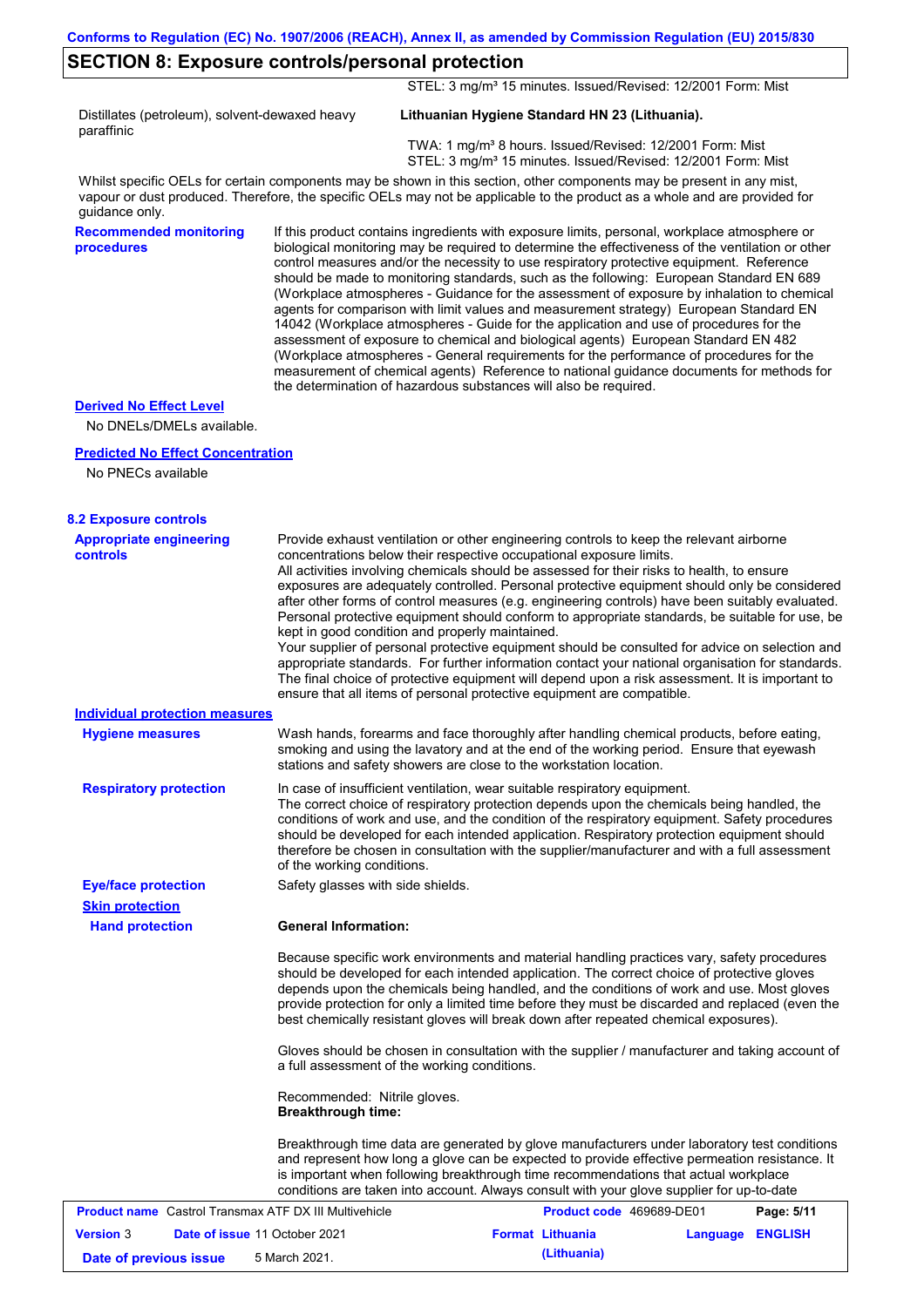## SECTION 8: Exposure controls/personal protection

| | |
|---|---|
| | STEL: 3 mg/m³ 15 minutes. Issued/Revised: 12/2001 Form: Mist |
| Distillates (petroleum), solvent-dewaxed heavy paraffinic | **Lithuanian Hygiene Standard HN 23 (Lithuania).** |
| | TWA: 1 mg/m³ 8 hours. Issued/Revised: 12/2001 Form: Mist<br>STEL: 3 mg/m³ 15 minutes. Issued/Revised: 12/2001 Form: Mist |

Whilst specific OELs for certain components may be shown in this section, other components may be present in any mist, vapour or dust produced. Therefore, the specific OELs may not be applicable to the product as a whole and are provided for guidance only.

**Recommended monitoring procedures**

If this product contains ingredients with exposure limits, personal, workplace atmosphere or biological monitoring may be required to determine the effectiveness of the ventilation or other control measures and/or the necessity to use respiratory protective equipment. Reference should be made to monitoring standards, such as the following: European Standard EN 689 (Workplace atmospheres - Guidance for the assessment of exposure by inhalation to chemical agents for comparison with limit values and measurement strategy) European Standard EN 14042 (Workplace atmospheres - Guide for the application and use of procedures for the assessment of exposure to chemical and biological agents) European Standard EN 482 (Workplace atmospheres - General requirements for the performance of procedures for the measurement of chemical agents) Reference to national guidance documents for methods for the determination of hazardous substances will also be required.

**Derived No Effect Level**

No DNELs/DMELs available.

**Predicted No Effect Concentration**

No PNECs available

### 8.2 Exposure controls

**Appropriate engineering controls**

Provide exhaust ventilation or other engineering controls to keep the relevant airborne concentrations below their respective occupational exposure limits.
All activities involving chemicals should be assessed for their risks to health, to ensure exposures are adequately controlled. Personal protective equipment should only be considered after other forms of control measures (e.g. engineering controls) have been suitably evaluated. Personal protective equipment should conform to appropriate standards, be suitable for use, be kept in good condition and properly maintained.
Your supplier of personal protective equipment should be consulted for advice on selection and appropriate standards. For further information contact your national organisation for standards. The final choice of protective equipment will depend upon a risk assessment. It is important to ensure that all items of personal protective equipment are compatible.

**Individual protection measures**

**Hygiene measures**

Wash hands, forearms and face thoroughly after handling chemical products, before eating, smoking and using the lavatory and at the end of the working period. Ensure that eyewash stations and safety showers are close to the workstation location.

**Respiratory protection**

In case of insufficient ventilation, wear suitable respiratory equipment.
The correct choice of respiratory protection depends upon the chemicals being handled, the conditions of work and use, and the condition of the respiratory equipment. Safety procedures should be developed for each intended application. Respiratory protection equipment should therefore be chosen in consultation with the supplier/manufacturer and with a full assessment of the working conditions.

**Eye/face protection**

Safety glasses with side shields.

**Skin protection**

**Hand protection**

**General Information:**

Because specific work environments and material handling practices vary, safety procedures should be developed for each intended application. The correct choice of protective gloves depends upon the chemicals being handled, and the conditions of work and use. Most gloves provide protection for only a limited time before they must be discarded and replaced (even the best chemically resistant gloves will break down after repeated chemical exposures).

Gloves should be chosen in consultation with the supplier / manufacturer and taking account of a full assessment of the working conditions.

Recommended: Nitrile gloves.
**Breakthrough time:**

Breakthrough time data are generated by glove manufacturers under laboratory test conditions and represent how long a glove can be expected to provide effective permeation resistance. It is important when following breakthrough time recommendations that actual workplace conditions are taken into account. Always consult with your glove supplier for up-to-date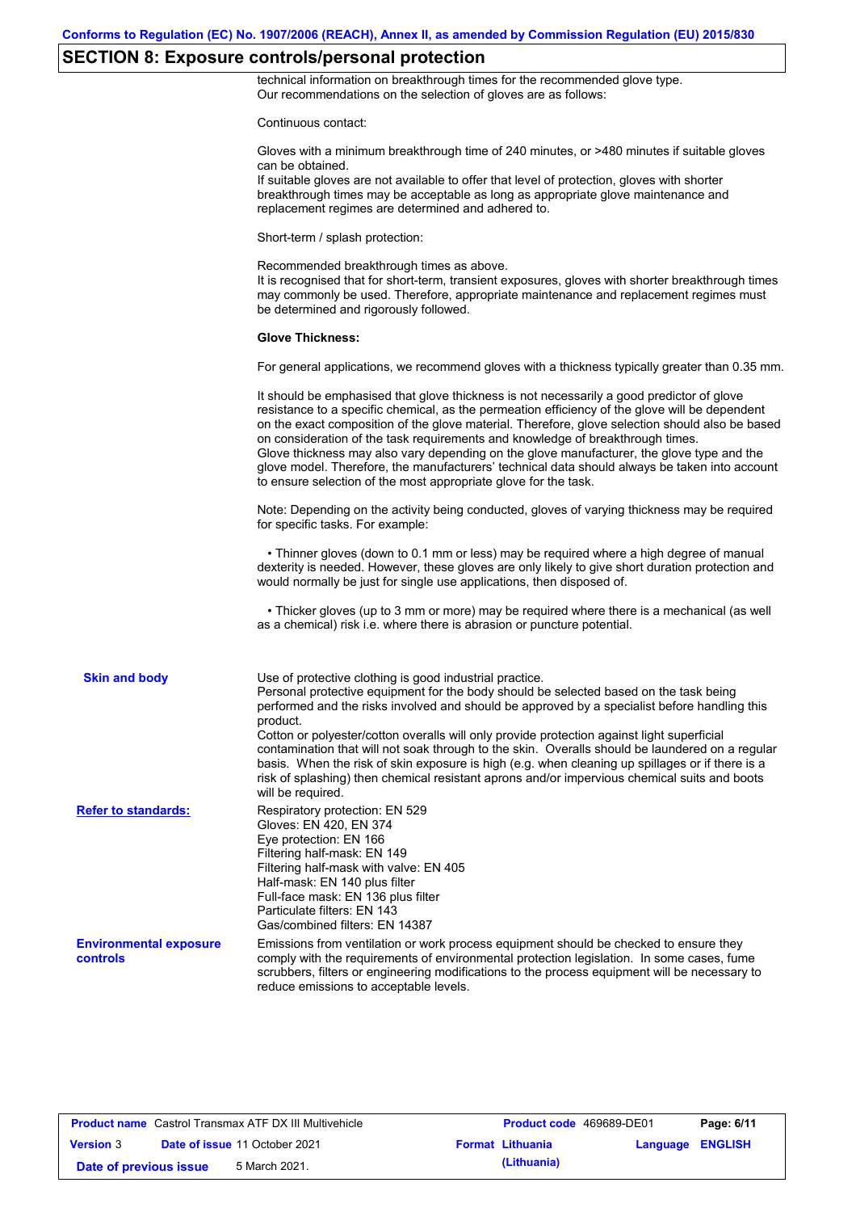## SECTION 8: Exposure controls/personal protection

technical information on breakthrough times for the recommended glove type.
Our recommendations on the selection of gloves are as follows:

Continuous contact:

Gloves with a minimum breakthrough time of 240 minutes, or >480 minutes if suitable gloves can be obtained.
If suitable gloves are not available to offer that level of protection, gloves with shorter breakthrough times may be acceptable as long as appropriate glove maintenance and replacement regimes are determined and adhered to.

Short-term / splash protection:

Recommended breakthrough times as above.
It is recognised that for short-term, transient exposures, gloves with shorter breakthrough times may commonly be used. Therefore, appropriate maintenance and replacement regimes must be determined and rigorously followed.

**Glove Thickness:**

For general applications, we recommend gloves with a thickness typically greater than 0.35 mm.

It should be emphasised that glove thickness is not necessarily a good predictor of glove resistance to a specific chemical, as the permeation efficiency of the glove will be dependent on the exact composition of the glove material. Therefore, glove selection should also be based on consideration of the task requirements and knowledge of breakthrough times.
Glove thickness may also vary depending on the glove manufacturer, the glove type and the glove model. Therefore, the manufacturers' technical data should always be taken into account to ensure selection of the most appropriate glove for the task.

Note: Depending on the activity being conducted, gloves of varying thickness may be required for specific tasks. For example:

- Thinner gloves (down to 0.1 mm or less) may be required where a high degree of manual dexterity is needed. However, these gloves are only likely to give short duration protection and would normally be just for single use applications, then disposed of.

- Thicker gloves (up to 3 mm or more) may be required where there is a mechanical (as well as a chemical) risk i.e. where there is abrasion or puncture potential.

**Skin and body**

Use of protective clothing is good industrial practice.
Personal protective equipment for the body should be selected based on the task being performed and the risks involved and should be approved by a specialist before handling this product.
Cotton or polyester/cotton overalls will only provide protection against light superficial contamination that will not soak through to the skin. Overalls should be laundered on a regular basis. When the risk of skin exposure is high (e.g. when cleaning up spillages or if there is a risk of splashing) then chemical resistant aprons and/or impervious chemical suits and boots will be required.

**Refer to standards:**

Respiratory protection: EN 529
Gloves: EN 420, EN 374
Eye protection: EN 166
Filtering half-mask: EN 149
Filtering half-mask with valve: EN 405
Half-mask: EN 140 plus filter
Full-face mask: EN 136 plus filter
Particulate filters: EN 143
Gas/combined filters: EN 14387

**Environmental exposure controls**

Emissions from ventilation or work process equipment should be checked to ensure they comply with the requirements of environmental protection legislation. In some cases, fume scrubbers, filters or engineering modifications to the process equipment will be necessary to reduce emissions to acceptable levels.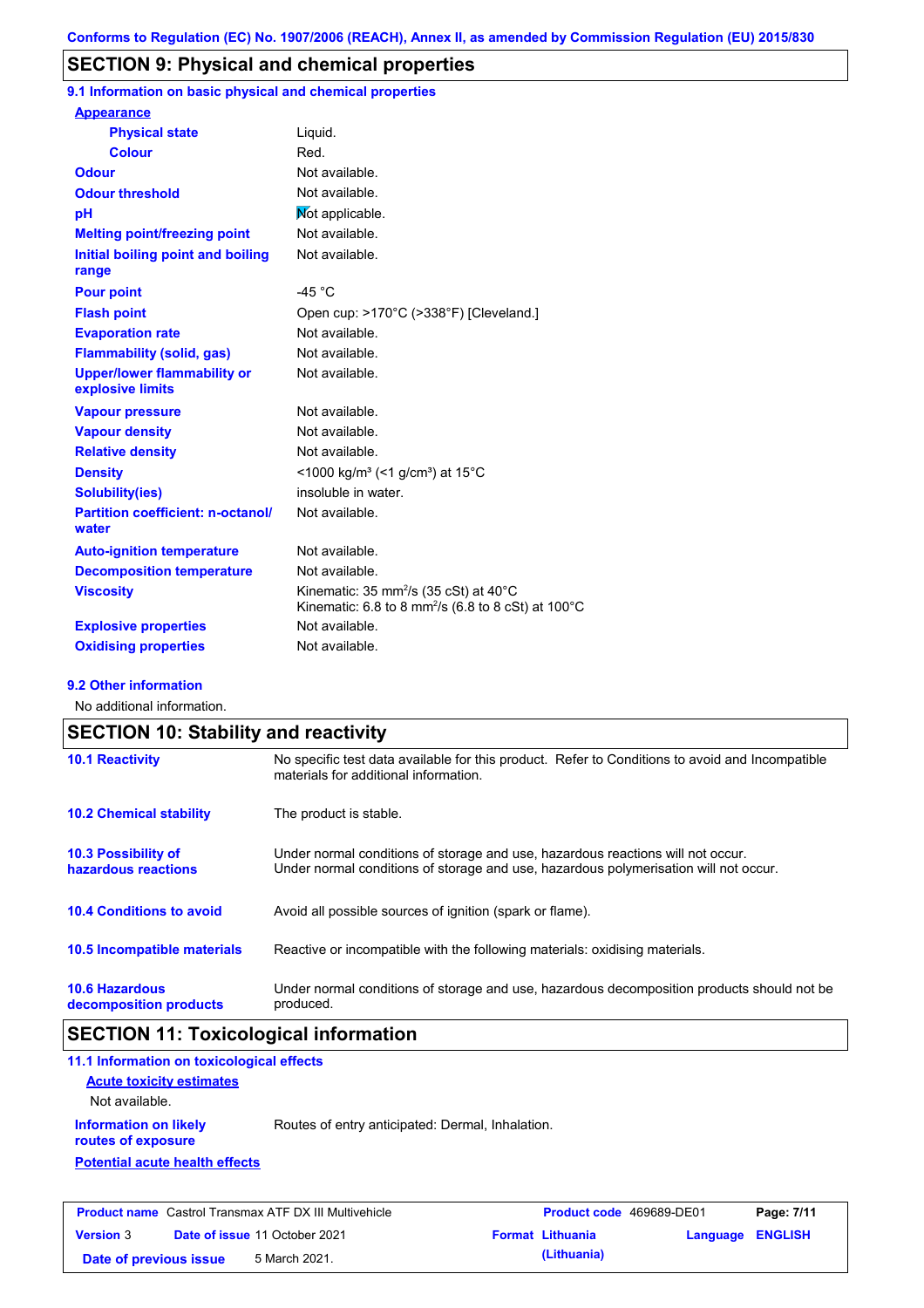## SECTION 9: Physical and chemical properties

### 9.1 Information on basic physical and chemical properties

| Property | Value |
|---|---|
| **Appearance** | |
| Physical state | Liquid. |
| Colour | Red. |
| Odour | Not available. |
| Odour threshold | Not available. |
| pH | Not applicable. |
| Melting point/freezing point | Not available. |
| Initial boiling point and boiling range | Not available. |
| Pour point | -45 °C |
| Flash point | Open cup: >170°C (>338°F) [Cleveland.] |
| Evaporation rate | Not available. |
| Flammability (solid, gas) | Not available. |
| Upper/lower flammability or explosive limits | Not available. |
| Vapour pressure | Not available. |
| Vapour density | Not available. |
| Relative density | Not available. |
| Density | <1000 kg/m³ (<1 g/cm³) at 15°C |
| Solubility(ies) | insoluble in water. |
| Partition coefficient: n-octanol/water | Not available. |
| Auto-ignition temperature | Not available. |
| Decomposition temperature | Not available. |
| Viscosity | Kinematic: 35 mm²/s (35 cSt) at 40°C<br>Kinematic: 6.8 to 8 mm²/s (6.8 to 8 cSt) at 100°C |
| Explosive properties | Not available. |
| Oxidising properties | Not available. |

### 9.2 Other information

No additional information.

## SECTION 10: Stability and reactivity

| | |
|---|---|
| **10.1 Reactivity** | No specific test data available for this product. Refer to Conditions to avoid and Incompatible materials for additional information. |
| **10.2 Chemical stability** | The product is stable. |
| **10.3 Possibility of hazardous reactions** | Under normal conditions of storage and use, hazardous reactions will not occur.<br>Under normal conditions of storage and use, hazardous polymerisation will not occur. |
| **10.4 Conditions to avoid** | Avoid all possible sources of ignition (spark or flame). |
| **10.5 Incompatible materials** | Reactive or incompatible with the following materials: oxidising materials. |
| **10.6 Hazardous decomposition products** | Under normal conditions of storage and use, hazardous decomposition products should not be produced. |

## SECTION 11: Toxicological information

### 11.1 Information on toxicological effects

**Acute toxicity estimates**

Not available.

**Information on likely routes of exposure**: Routes of entry anticipated: Dermal, Inhalation.

**Potential acute health effects**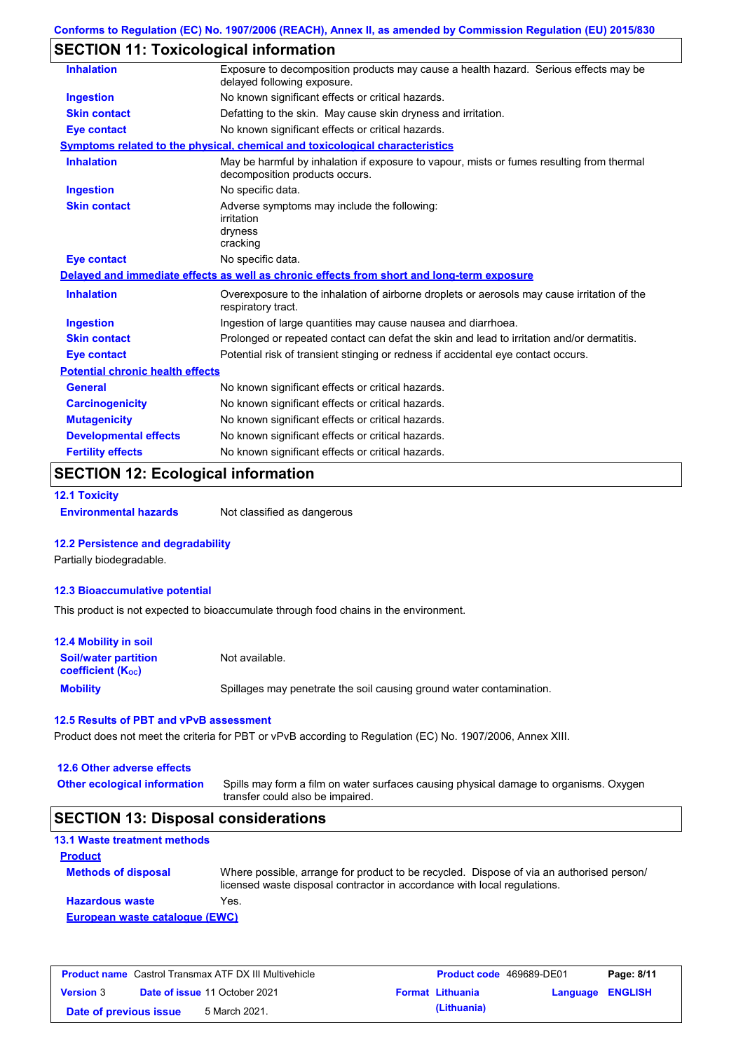## SECTION 11: Toxicological information

| | |
|---|---|
| **Inhalation** | Exposure to decomposition products may cause a health hazard. Serious effects may be delayed following exposure. |
| **Ingestion** | No known significant effects or critical hazards. |
| **Skin contact** | Defatting to the skin. May cause skin dryness and irritation. |
| **Eye contact** | No known significant effects or critical hazards. |

**Symptoms related to the physical, chemical and toxicological characteristics**

| | |
|---|---|
| **Inhalation** | May be harmful by inhalation if exposure to vapour, mists or fumes resulting from thermal decomposition products occurs. |
| **Ingestion** | No specific data. |
| **Skin contact** | Adverse symptoms may include the following: irritation dryness cracking |
| **Eye contact** | No specific data. |

**Delayed and immediate effects as well as chronic effects from short and long-term exposure**

| | |
|---|---|
| **Inhalation** | Overexposure to the inhalation of airborne droplets or aerosols may cause irritation of the respiratory tract. |
| **Ingestion** | Ingestion of large quantities may cause nausea and diarrhoea. |
| **Skin contact** | Prolonged or repeated contact can defat the skin and lead to irritation and/or dermatitis. |
| **Eye contact** | Potential risk of transient stinging or redness if accidental eye contact occurs. |

**Potential chronic health effects**

| | |
|---|---|
| **General** | No known significant effects or critical hazards. |
| **Carcinogenicity** | No known significant effects or critical hazards. |
| **Mutagenicity** | No known significant effects or critical hazards. |
| **Developmental effects** | No known significant effects or critical hazards. |
| **Fertility effects** | No known significant effects or critical hazards. |

## SECTION 12: Ecological information

### 12.1 Toxicity

**Environmental hazards** Not classified as dangerous

### 12.2 Persistence and degradability

Partially biodegradable.

### 12.3 Bioaccumulative potential

This product is not expected to bioaccumulate through food chains in the environment.

### 12.4 Mobility in soil

| | |
|---|---|
| **Soil/water partition coefficient ($K_{OC}$)** | Not available. |
| **Mobility** | Spillages may penetrate the soil causing ground water contamination. |

### 12.5 Results of PBT and vPvB assessment

Product does not meet the criteria for PBT or vPvB according to Regulation (EC) No. 1907/2006, Annex XIII.

### 12.6 Other adverse effects

**Other ecological information** Spills may form a film on water surfaces causing physical damage to organisms. Oxygen transfer could also be impaired.

## SECTION 13: Disposal considerations

### 13.1 Waste treatment methods

**Product**

| | |
|---|---|
| **Methods of disposal** | Where possible, arrange for product to be recycled. Dispose of via an authorised person/ licensed waste disposal contractor in accordance with local regulations. |
| **Hazardous waste** | Yes. |

**European waste catalogue (EWC)**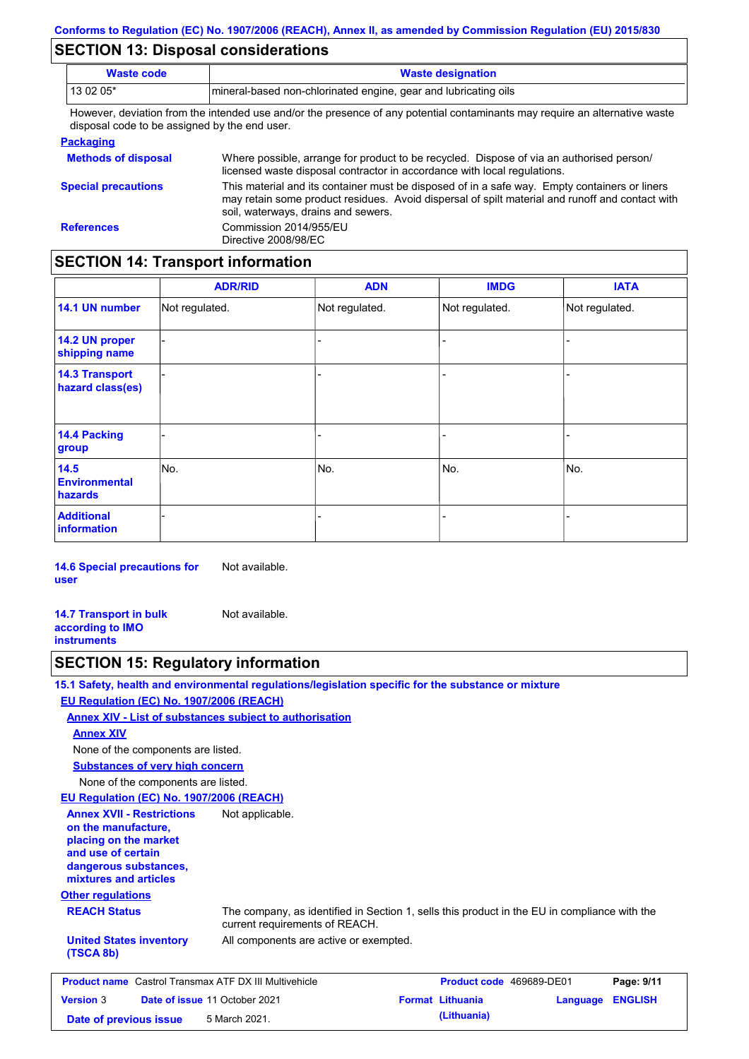## SECTION 13: Disposal considerations

| Waste code | Waste designation |
|---|---|
| 13 02 05* | mineral-based non-chlorinated engine, gear and lubricating oils |

However, deviation from the intended use and/or the presence of any potential contaminants may require an alternative waste disposal code to be assigned by the end user.

**Packaging**

**Methods of disposal**: Where possible, arrange for product to be recycled. Dispose of via an authorised person/ licensed waste disposal contractor in accordance with local regulations.

**Special precautions**: This material and its container must be disposed of in a safe way. Empty containers or liners may retain some product residues. Avoid dispersal of spilt material and runoff and contact with soil, waterways, drains and sewers.

**References**: Commission 2014/955/EU
Directive 2008/98/EC

## SECTION 14: Transport information

| | ADR/RID | ADN | IMDG | IATA |
|---|---|---|---|---|
| 14.1 UN number | Not regulated. | Not regulated. | Not regulated. | Not regulated. |
| 14.2 UN proper shipping name | - | - | - | - |
| 14.3 Transport hazard class(es) | - | - | - | - |
| 14.4 Packing group | - | - | - | - |
| 14.5 Environmental hazards | No. | No. | No. | No. |
| Additional information | - | - | - | - |

**14.6 Special precautions for user**: Not available.

**14.7 Transport in bulk according to IMO instruments**: Not available.

## SECTION 15: Regulatory information

**15.1 Safety, health and environmental regulations/legislation specific for the substance or mixture**

**EU Regulation (EC) No. 1907/2006 (REACH)**

**Annex XIV - List of substances subject to authorisation**

**Annex XIV**

None of the components are listed.

**Substances of very high concern**

None of the components are listed.

**EU Regulation (EC) No. 1907/2006 (REACH)**

**Annex XVII - Restrictions on the manufacture, placing on the market and use of certain dangerous substances, mixtures and articles**: Not applicable.

**Other regulations**

**REACH Status**: The company, as identified in Section 1, sells this product in the EU in compliance with the current requirements of REACH.

**United States inventory (TSCA 8b)**: All components are active or exempted.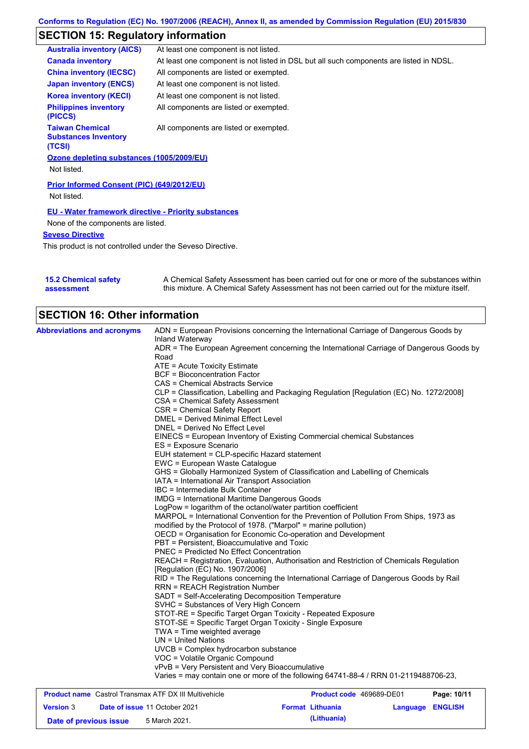## SECTION 15: Regulatory information

| | |
|---|---|
| **Australia inventory (AICS)** | At least one component is not listed. |
| **Canada inventory** | At least one component is not listed in DSL but all such components are listed in NDSL. |
| **China inventory (IECSC)** | All components are listed or exempted. |
| **Japan inventory (ENCS)** | At least one component is not listed. |
| **Korea inventory (KECI)** | At least one component is not listed. |
| **Philippines inventory (PICCS)** | All components are listed or exempted. |
| **Taiwan Chemical Substances Inventory (TCSI)** | All components are listed or exempted. |

**Ozone depleting substances (1005/2009/EU)**

Not listed.

**Prior Informed Consent (PIC) (649/2012/EU)**

Not listed.

**EU - Water framework directive - Priority substances**

None of the components are listed.

**Seveso Directive**

This product is not controlled under the Seveso Directive.

**15.2 Chemical safety assessment**

A Chemical Safety Assessment has been carried out for one or more of the substances within this mixture. A Chemical Safety Assessment has not been carried out for the mixture itself.

## SECTION 16: Other information

**Abbreviations and acronyms**

ADN = European Provisions concerning the International Carriage of Dangerous Goods by Inland Waterway
ADR = The European Agreement concerning the International Carriage of Dangerous Goods by Road
ATE = Acute Toxicity Estimate
BCF = Bioconcentration Factor
CAS = Chemical Abstracts Service
CLP = Classification, Labelling and Packaging Regulation [Regulation (EC) No. 1272/2008]
CSA = Chemical Safety Assessment
CSR = Chemical Safety Report
DMEL = Derived Minimal Effect Level
DNEL = Derived No Effect Level
EINECS = European Inventory of Existing Commercial chemical Substances
ES = Exposure Scenario
EUH statement = CLP-specific Hazard statement
EWC = European Waste Catalogue
GHS = Globally Harmonized System of Classification and Labelling of Chemicals
IATA = International Air Transport Association
IBC = Intermediate Bulk Container
IMDG = International Maritime Dangerous Goods
LogPow = logarithm of the octanol/water partition coefficient
MARPOL = International Convention for the Prevention of Pollution From Ships, 1973 as modified by the Protocol of 1978. ("Marpol" = marine pollution)
OECD = Organisation for Economic Co-operation and Development
PBT = Persistent, Bioaccumulative and Toxic
PNEC = Predicted No Effect Concentration
REACH = Registration, Evaluation, Authorisation and Restriction of Chemicals Regulation [Regulation (EC) No. 1907/2006]
RID = The Regulations concerning the International Carriage of Dangerous Goods by Rail
RRN = REACH Registration Number
SADT = Self-Accelerating Decomposition Temperature
SVHC = Substances of Very High Concern
STOT-RE = Specific Target Organ Toxicity - Repeated Exposure
STOT-SE = Specific Target Organ Toxicity - Single Exposure
TWA = Time weighted average
UN = United Nations
UVCB = Complex hydrocarbon substance
VOC = Volatile Organic Compound
vPvB = Very Persistent and Very Bioaccumulative
Varies = may contain one or more of the following 64741-88-4 / RRN 01-2119488706-23,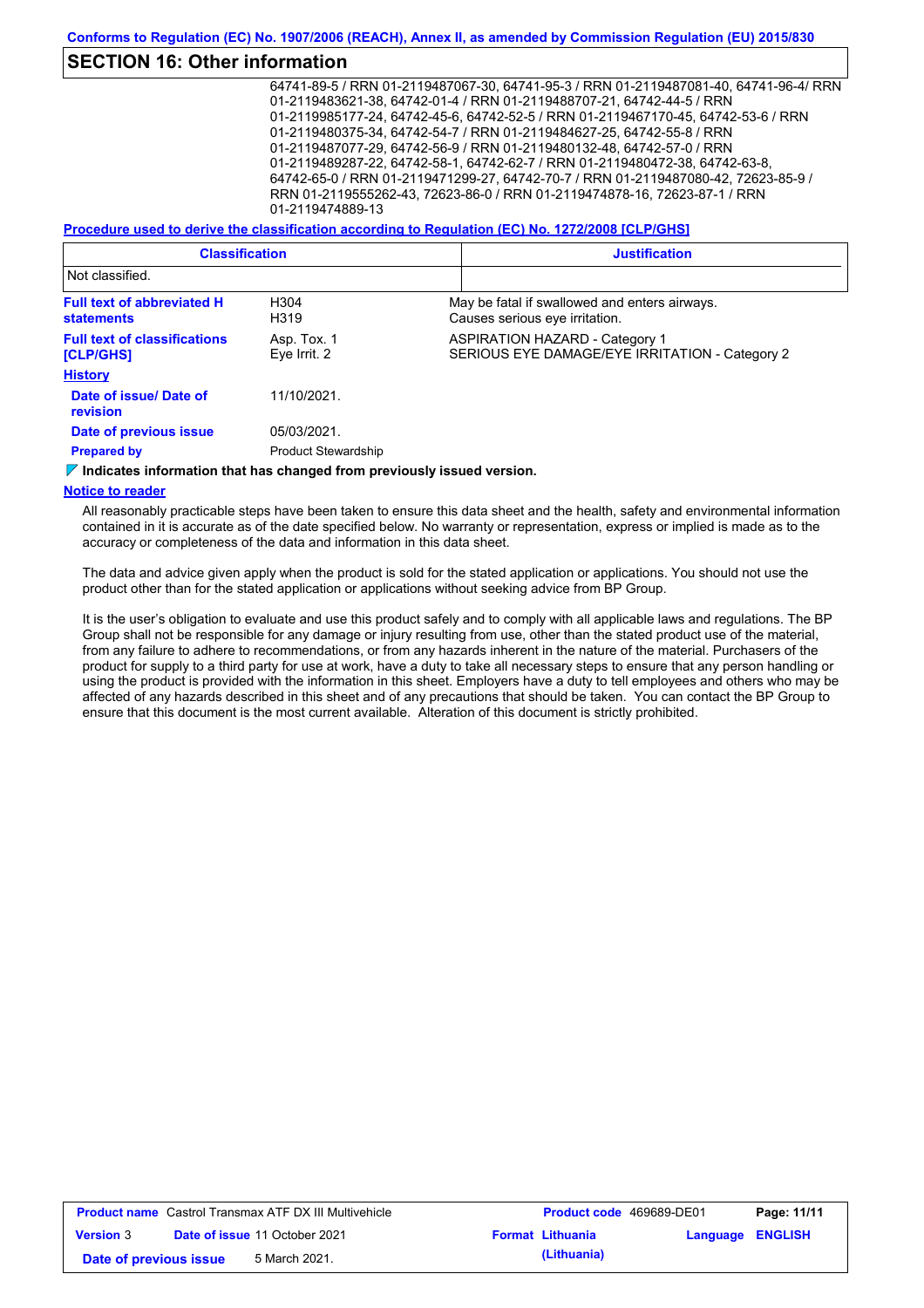## SECTION 16: Other information

64741-89-5 / RRN 01-2119487067-30, 64741-95-3 / RRN 01-2119487081-40, 64741-96-4/ RRN 01-2119483621-38, 64742-01-4 / RRN 01-2119488707-21, 64742-44-5 / RRN 01-2119985177-24, 64742-45-6, 64742-52-5 / RRN 01-2119467170-45, 64742-53-6 / RRN 01-2119480375-34, 64742-54-7 / RRN 01-2119484627-25, 64742-55-8 / RRN 01-2119487077-29, 64742-56-9 / RRN 01-2119480132-48, 64742-57-0 / RRN 01-2119489287-22, 64742-58-1, 64742-62-7 / RRN 01-2119480472-38, 64742-63-8, 64742-65-0 / RRN 01-2119471299-27, 64742-70-7 / RRN 01-2119487080-42, 72623-85-9 / RRN 01-2119555262-43, 72623-86-0 / RRN 01-2119474878-16, 72623-87-1 / RRN 01-2119474889-13

**Procedure used to derive the classification according to Regulation (EC) No. 1272/2008 [CLP/GHS]**

| Classification | Justification |
|---|---|
| Not classified. | |

| | | |
|---|---|---|
| **Full text of abbreviated H statements** | H304<br>H319 | May be fatal if swallowed and enters airways.<br>Causes serious eye irritation. |
| **Full text of classifications [CLP/GHS]** | Asp. Tox. 1<br>Eye Irrit. 2 | ASPIRATION HAZARD - Category 1<br>SERIOUS EYE DAMAGE/EYE IRRITATION - Category 2 |

**History**

| | |
|---|---|
| **Date of issue/ Date of revision** | 11/10/2021. |
| **Date of previous issue** | 05/03/2021. |
| **Prepared by** | Product Stewardship |

**Indicates information that has changed from previously issued version.**

**Notice to reader**

All reasonably practicable steps have been taken to ensure this data sheet and the health, safety and environmental information contained in it is accurate as of the date specified below. No warranty or representation, express or implied is made as to the accuracy or completeness of the data and information in this data sheet.

The data and advice given apply when the product is sold for the stated application or applications. You should not use the product other than for the stated application or applications without seeking advice from BP Group.

It is the user's obligation to evaluate and use this product safely and to comply with all applicable laws and regulations. The BP Group shall not be responsible for any damage or injury resulting from use, other than the stated product use of the material, from any failure to adhere to recommendations, or from any hazards inherent in the nature of the material. Purchasers of the product for supply to a third party for use at work, have a duty to take all necessary steps to ensure that any person handling or using the product is provided with the information in this sheet. Employers have a duty to tell employees and others who may be affected of any hazards described in this sheet and of any precautions that should be taken. You can contact the BP Group to ensure that this document is the most current available. Alteration of this document is strictly prohibited.